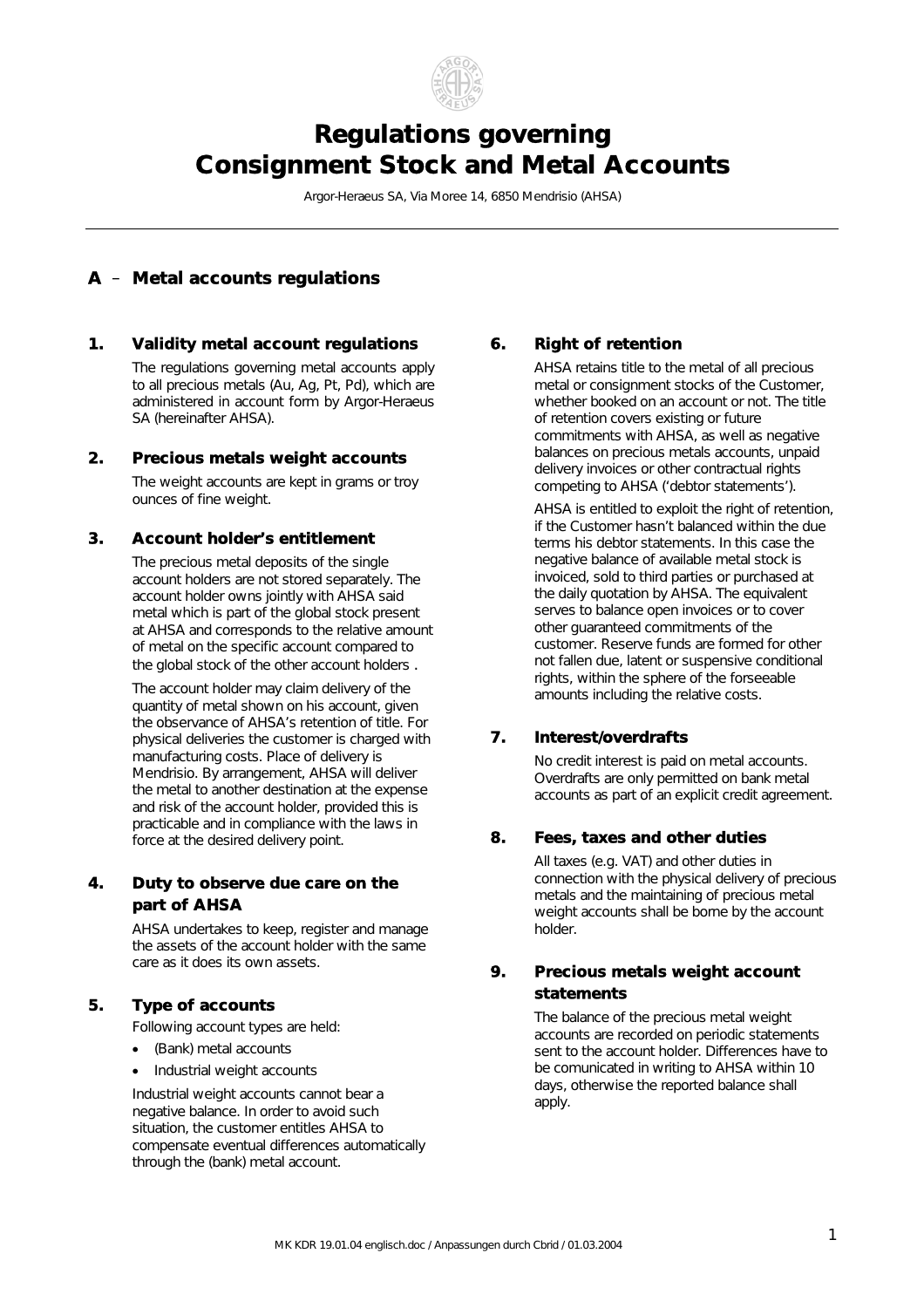# Regulations governing Consignment Stock and Metal Accounts

Argor-Heraeus SA, Via Moree 14, 6850 Mendrisio (AHSA)

## A – Metal accounts regulations

### 1. Validity metal account regulations

The regulations governing metal accounts apply to all precious metals (Au, Ag, Pt, Pd), which are administered in account form by Argor-Heraeus SA (hereinafter AHSA).

### 2. Precious metals weight accounts

The weight accounts are kept in grams or troy ounces of fine weight.

### 3. Account holder's entitlement

The precious metal deposits of the single account holders are not stored separately. The account holder owns jointly with AHSA said metal which is part of the global stock present at AHSA and corresponds to the relative amount of metal on the specific account compared to the global stock of the other account holders .

The account holder may claim delivery of the quantity of metal shown on his account, given the observance of AHSA's retention of title. For physical deliveries the customer is charged with manufacturing costs. Place of delivery is Mendrisio. By arrangement, AHSA will deliver the metal to another destination at the expense and risk of the account holder, provided this is practicable and in compliance with the laws in force at the desired delivery point.

### 4. Duty to observe due care on the part of AHSA

AHSA undertakes to keep, register and manage the assets of the account holder with the same care as it does its own assets.

### 5. Type of accounts

Following account types are held:

- (Bank) metal accounts
- Industrial weight accounts

Industrial weight accounts cannot bear a negative balance. In order to avoid such situation, the customer entitles AHSA to compensate eventual differences automatically through the (bank) metal account.

### 6. Right of retention

AHSA retains title to the metal of all precious metal or consignment stocks of the Customer, whether booked on an account or not. The title of retention covers existing or future commitments with AHSA, as well as negative balances on precious metals accounts, unpaid delivery invoices or other contractual rights competing to AHSA ('debtor statements').

AHSA is entitled to exploit the right of retention, if the Customer hasn't balanced within the due terms his debtor statements. In this case the negative balance of available metal stock is invoiced, sold to third parties or purchased at the daily quotation by AHSA. The equivalent serves to balance open invoices or to cover other guaranteed commitments of the customer. Reserve funds are formed for other not fallen due, latent or suspensive conditional rights, within the sphere of the forseeable amounts including the relative costs.

### 7. Interest/overdrafts

No credit interest is paid on metal accounts. Overdrafts are only permitted on bank metal accounts as part of an explicit credit agreement.

### 8. Fees, taxes and other duties

All taxes (e.g. VAT) and other duties in connection with the physical delivery of precious metals and the maintaining of precious metal weight accounts shall be borne by the account holder.

### 9. Precious metals weight account statements

The balance of the precious metal weight accounts are recorded on periodic statements sent to the account holder. Differences have to be comunicated in writing to AHSA within 10 days, otherwise the reported balance shall apply.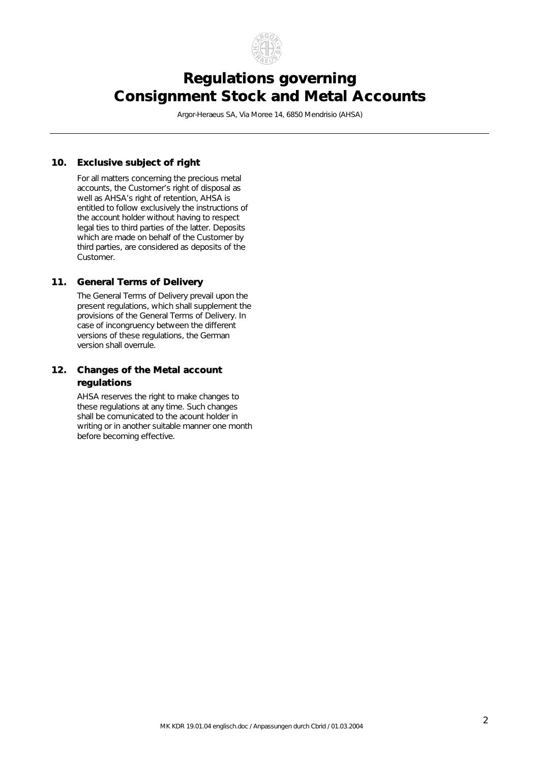# Regulations governing Consignment Stock and Metal Accounts

Argor-Heraeus SA, Via Moree 14, 6850 Mendrisio (AHSA)

## 10. Exclusive subject of right

For all matters concerning the precious metal accounts, the Customer's right of disposal as well as AHSA's right of retention, AHSA is entitled to follow exclusively the instructions of the account holder without having to respect legal ties to third parties of the latter. Deposits which are made on behalf of the Customer by third parties, are considered as deposits of the Customer.

## 11. General Terms of Delivery

The General Terms of Delivery prevail upon the present regulations, which shall supplement the provisions of the General Terms of Delivery. In case of incongruency between the different versions of these regulations, the German version shall overrule.

## 12. Changes of the Metal account regulations

AHSA reserves the right to make changes to these regulations at any time. Such changes shall be comunicated to the acount holder in writing or in another suitable manner one month before becoming effective.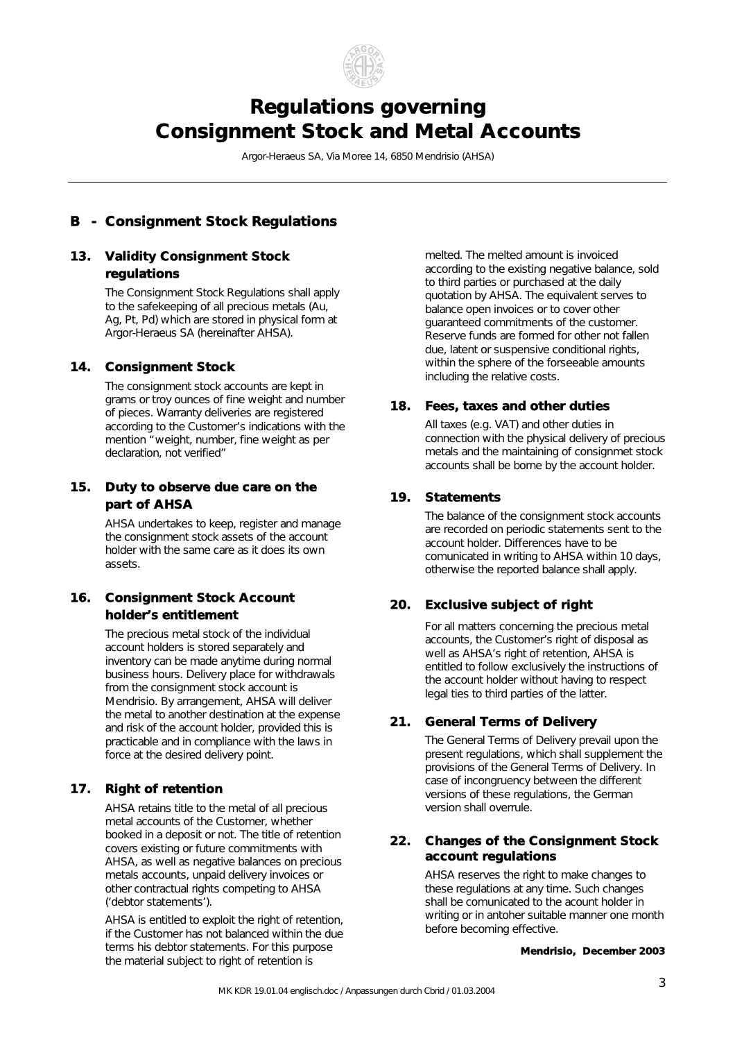# Regulations governing Consignment Stock and Metal Accounts

Argor-Heraeus SA, Via Moree 14, 6850 Mendrisio (AHSA)

## B - Consignment Stock Regulations

### 13. Validity Consignment Stock regulations

The Consignment Stock Regulations shall apply to the safekeeping of all precious metals (Au, Ag, Pt, Pd) which are stored in physical form at Argor-Heraeus SA (hereinafter AHSA).

### 14. Consignment Stock

The consignment stock accounts are kept in grams or troy ounces of fine weight and number of pieces. Warranty deliveries are registered according to the Customer's indications with the mention "weight, number, fine weight as per declaration, not verified"

### 15. Duty to observe due care on the part of AHSA

AHSA undertakes to keep, register and manage the consignment stock assets of the account holder with the same care as it does its own assets.

### 16. Consignment Stock Account holder's entitlement

The precious metal stock of the individual account holders is stored separately and inventory can be made anytime during normal business hours. Delivery place for withdrawals from the consignment stock account is Mendrisio. By arrangement, AHSA will deliver the metal to another destination at the expense and risk of the account holder, provided this is practicable and in compliance with the laws in force at the desired delivery point.

### 17. Right of retention

AHSA retains title to the metal of all precious metal accounts of the Customer, whether booked in a deposit or not. The title of retention covers existing or future commitments with AHSA, as well as negative balances on precious metals accounts, unpaid delivery invoices or other contractual rights competing to AHSA ('debtor statements').

AHSA is entitled to exploit the right of retention, if the Customer has not balanced within the due terms his debtor statements. For this purpose the material subject to right of retention is melted. The melted amount is invoiced according to the existing negative balance, sold to third parties or purchased at the daily quotation by AHSA. The equivalent serves to balance open invoices or to cover other guaranteed commitments of the customer. Reserve funds are formed for other not fallen due, latent or suspensive conditional rights, within the sphere of the forseeable amounts including the relative costs.

### 18. Fees, taxes and other duties

All taxes (e.g. VAT) and other duties in connection with the physical delivery of precious metals and the maintaining of consignmet stock accounts shall be borne by the account holder.

### 19. Statements

The balance of the consignment stock accounts are recorded on periodic statements sent to the account holder. Differences have to be comunicated in writing to AHSA within 10 days, otherwise the reported balance shall apply.

### 20. Exclusive subject of right

For all matters concerning the precious metal accounts, the Customer's right of disposal as well as AHSA's right of retention, AHSA is entitled to follow exclusively the instructions of the account holder without having to respect legal ties to third parties of the latter.

### 21. General Terms of Delivery

The General Terms of Delivery prevail upon the present regulations, which shall supplement the provisions of the General Terms of Delivery. In case of incongruency between the different versions of these regulations, the German version shall overrule.

### 22. Changes of the Consignment Stock account regulations

AHSA reserves the right to make changes to these regulations at any time. Such changes shall be comunicated to the acount holder in writing or in antoher suitable manner one month before becoming effective.

**Mendrisio, December 2003**

MK KDR 19.01.04 englisch.doc / Anpassungen durch Cbrid / 01.03.2004